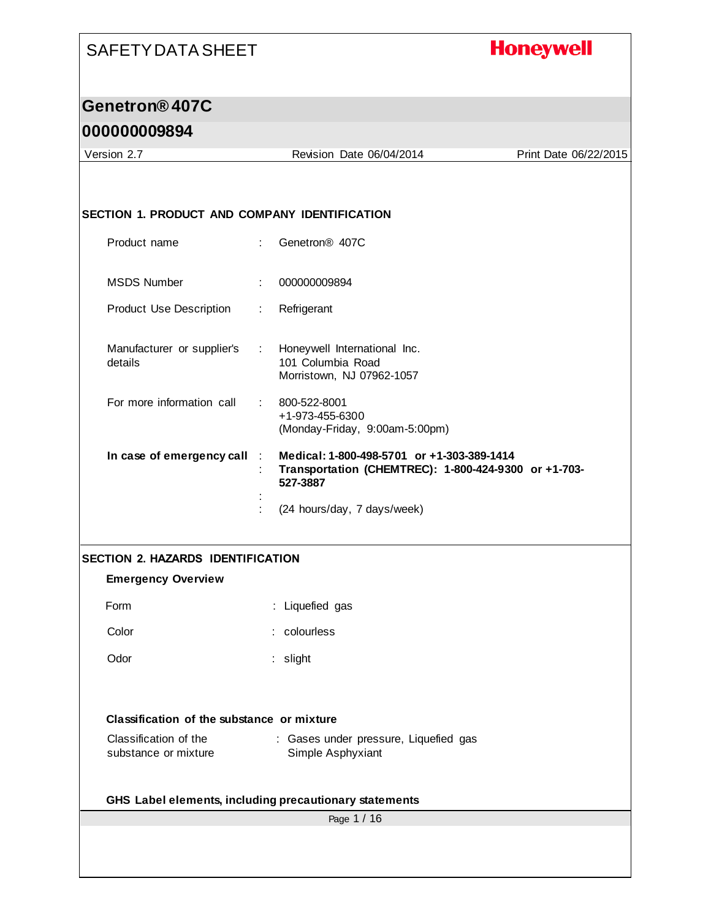# SAFETY DATA SHEET

**Honeywell**

## Genetron® 407C

## 000000009894

Version 2.7 | Revision Date 06/04/2014 | Print Date 06/22/2015

### SECTION 1. PRODUCT AND COMPANY IDENTIFICATION

| | | |
|---|---|---|
| Product name | : | Genetron® 407C |
| MSDS Number | : | 000000009894 |
| Product Use Description | : | Refrigerant |
| Manufacturer or supplier's details | : | Honeywell International Inc.<br>101 Columbia Road<br>Morristown, NJ 07962-1057 |
| For more information call | : | 800-522-8001<br>+1-973-455-6300<br>(Monday-Friday, 9:00am-5:00pm) |
| **In case of emergency call** | : | **Medical: 1-800-498-5701 or +1-303-389-1414** |
| | : | **Transportation (CHEMTREC): 1-800-424-9300 or +1-703-527-3887** |
| | : | |
| | : | (24 hours/day, 7 days/week) |

### SECTION 2. HAZARDS IDENTIFICATION

**Emergency Overview**

| | | |
|---|---|---|
| Form | : | Liquefied gas |
| Color | : | colourless |
| Odor | : | slight |

**Classification of the substance or mixture**

| | | |
|---|---|---|
| Classification of the substance or mixture | : | Gases under pressure, Liquefied gas<br>Simple Asphyxiant |

**GHS Label elements, including precautionary statements**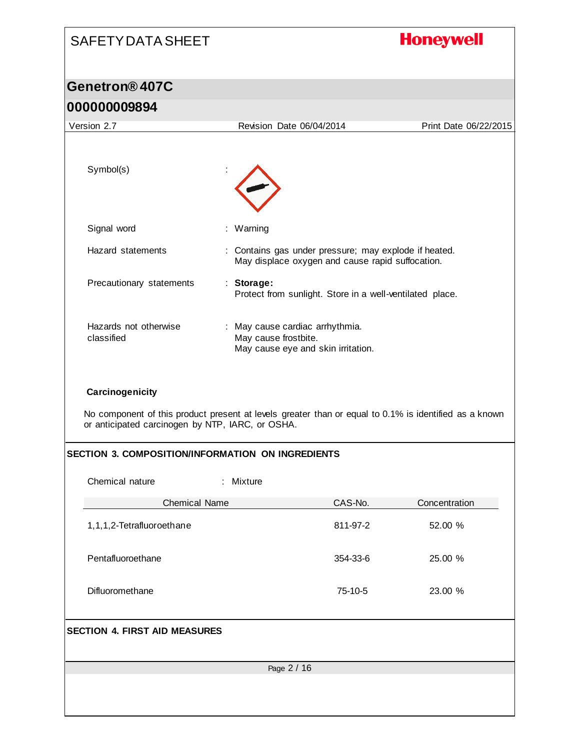Symbol(s) :

Signal word : Warning

Hazard statements : Contains gas under pressure; may explode if heated.
May displace oxygen and cause rapid suffocation.

Precautionary statements : **Storage:**
Protect from sunlight. Store in a well-ventilated place.

Hazards not otherwise classified : May cause cardiac arrhythmia.
May cause frostbite.
May cause eye and skin irritation.

**Carcinogenicity**

No component of this product present at levels greater than or equal to 0.1% is identified as a known or anticipated carcinogen by NTP, IARC, or OSHA.

## SECTION 3. COMPOSITION/INFORMATION ON INGREDIENTS

Chemical nature : Mixture

| Chemical Name | CAS-No. | Concentration |
|---|---|---|
| 1,1,1,2-Tetrafluoroethane | 811-97-2 | 52.00 % |
| Pentafluoroethane | 354-33-6 | 25.00 % |
| Difluoromethane | 75-10-5 | 23.00 % |

## SECTION 4. FIRST AID MEASURES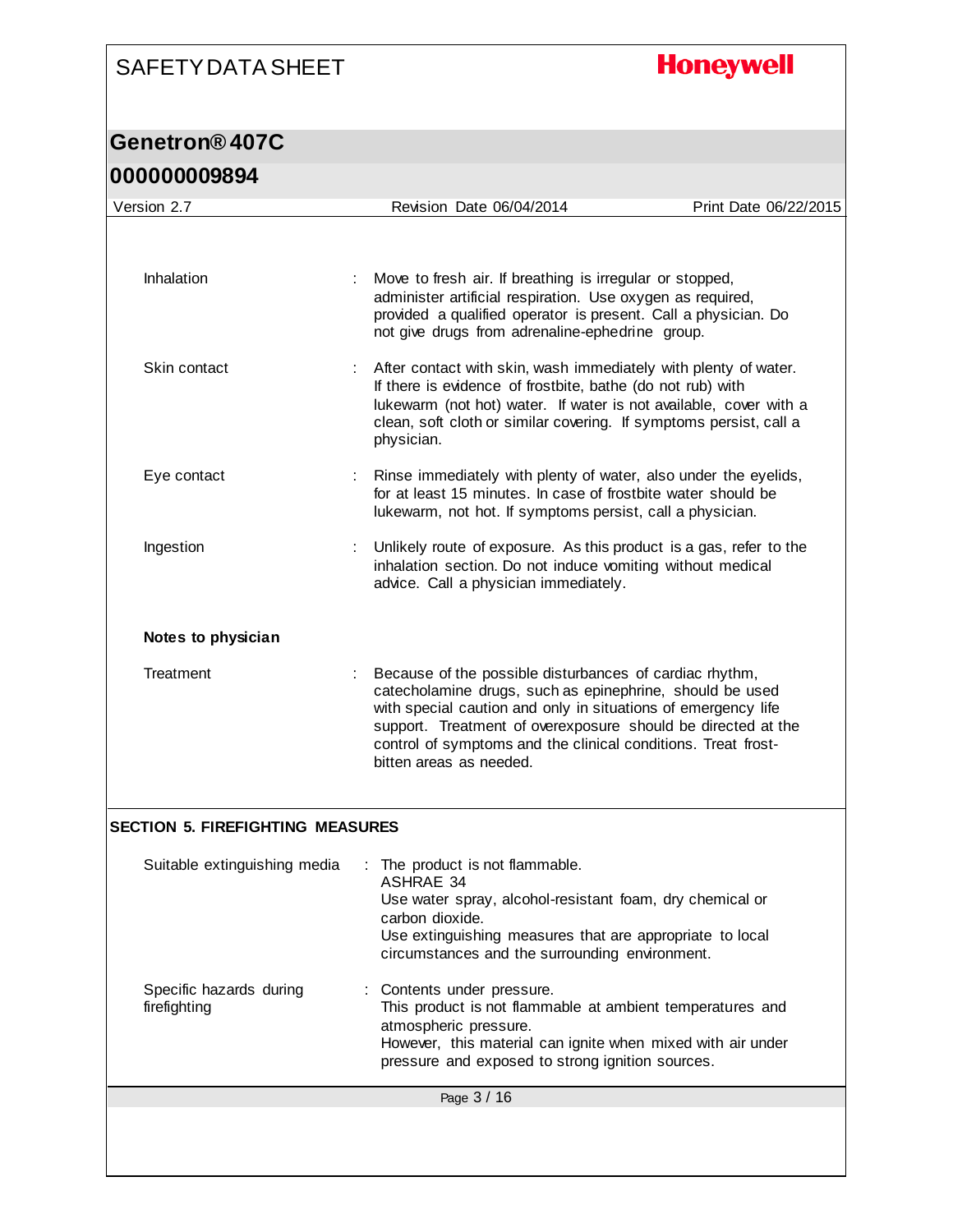| | | |
|---|---|---|
| Inhalation | : | Move to fresh air. If breathing is irregular or stopped, administer artificial respiration. Use oxygen as required, provided a qualified operator is present. Call a physician. Do not give drugs from adrenaline-ephedrine group. |
| Skin contact | : | After contact with skin, wash immediately with plenty of water. If there is evidence of frostbite, bathe (do not rub) with lukewarm (not hot) water. If water is not available, cover with a clean, soft cloth or similar covering. If symptoms persist, call a physician. |
| Eye contact | : | Rinse immediately with plenty of water, also under the eyelids, for at least 15 minutes. In case of frostbite water should be lukewarm, not hot. If symptoms persist, call a physician. |
| Ingestion | : | Unlikely route of exposure. As this product is a gas, refer to the inhalation section. Do not induce vomiting without medical advice. Call a physician immediately. |

**Notes to physician**

| | | |
|---|---|---|
| Treatment | : | Because of the possible disturbances of cardiac rhythm, catecholamine drugs, such as epinephrine, should be used with special caution and only in situations of emergency life support. Treatment of overexposure should be directed at the control of symptoms and the clinical conditions. Treat frost-bitten areas as needed. |

## SECTION 5. FIREFIGHTING MEASURES

| | | |
|---|---|---|
| Suitable extinguishing media | : | The product is not flammable.<br>ASHRAE 34<br>Use water spray, alcohol-resistant foam, dry chemical or carbon dioxide.<br>Use extinguishing measures that are appropriate to local circumstances and the surrounding environment. |
| Specific hazards during firefighting | : | Contents under pressure.<br>This product is not flammable at ambient temperatures and atmospheric pressure.<br>However, this material can ignite when mixed with air under pressure and exposed to strong ignition sources. |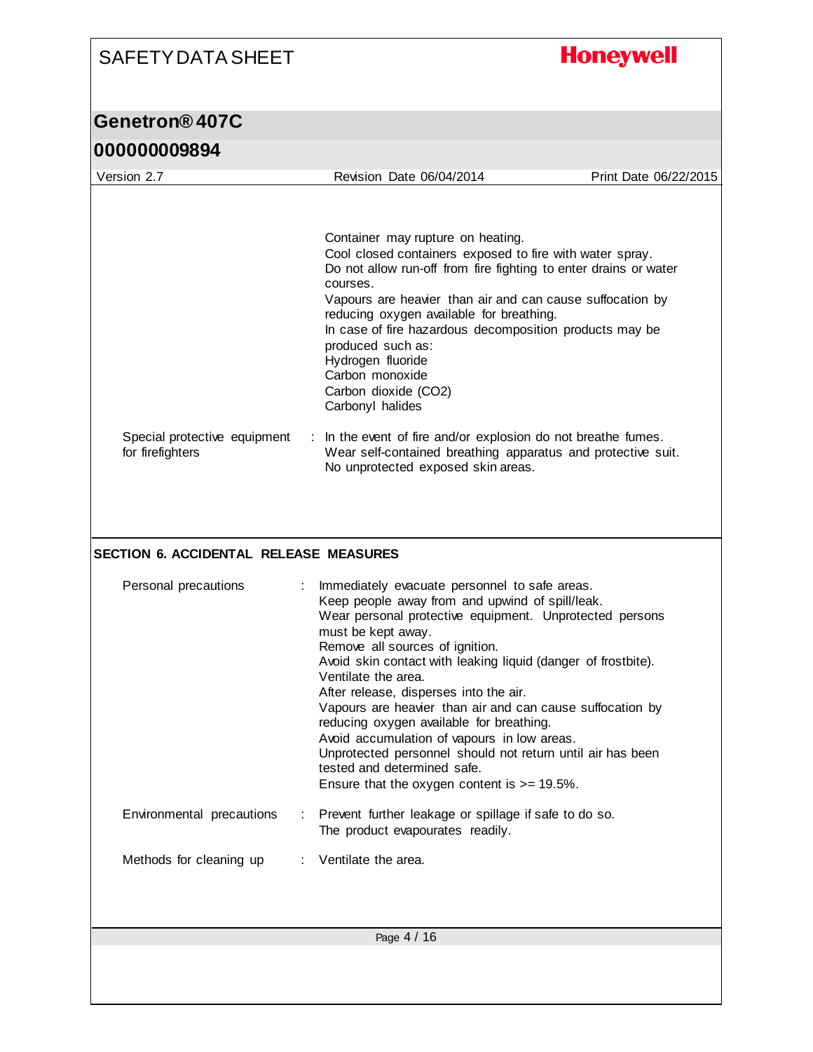Container may rupture on heating.
Cool closed containers exposed to fire with water spray.
Do not allow run-off from fire fighting to enter drains or water courses.
Vapours are heavier than air and can cause suffocation by reducing oxygen available for breathing.
In case of fire hazardous decomposition products may be produced such as:
Hydrogen fluoride
Carbon monoxide
Carbon dioxide ($CO_2$)
Carbonyl halides

Special protective equipment for firefighters : In the event of fire and/or explosion do not breathe fumes.
Wear self-contained breathing apparatus and protective suit.
No unprotected exposed skin areas.

## SECTION 6. ACCIDENTAL RELEASE MEASURES

Personal precautions : Immediately evacuate personnel to safe areas.
Keep people away from and upwind of spill/leak.
Wear personal protective equipment. Unprotected persons must be kept away.
Remove all sources of ignition.
Avoid skin contact with leaking liquid (danger of frostbite).
Ventilate the area.
After release, disperses into the air.
Vapours are heavier than air and can cause suffocation by reducing oxygen available for breathing.
Avoid accumulation of vapours in low areas.
Unprotected personnel should not return until air has been tested and determined safe.
Ensure that the oxygen content is >= 19.5%.

Environmental precautions : Prevent further leakage or spillage if safe to do so.
The product evapourates readily.

Methods for cleaning up : Ventilate the area.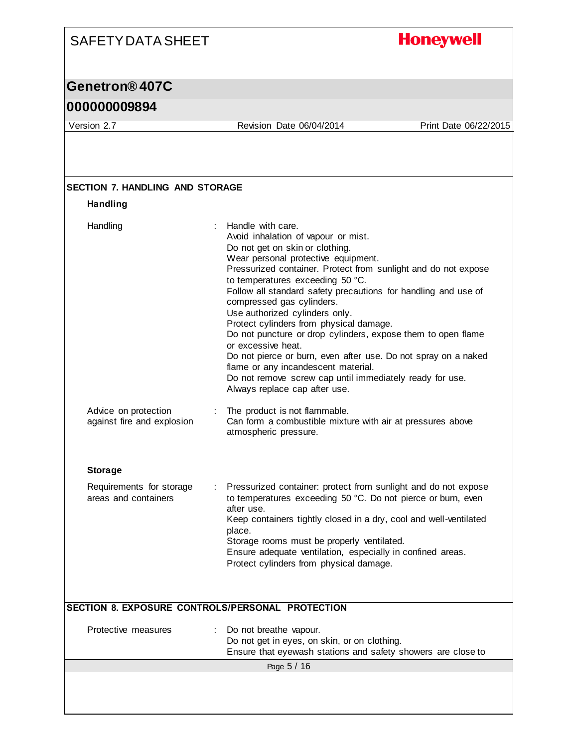## SECTION 7. HANDLING AND STORAGE

### Handling

| | |
|---|---|
| Handling | : Handle with care.<br>Avoid inhalation of vapour or mist.<br>Do not get on skin or clothing.<br>Wear personal protective equipment.<br>Pressurized container. Protect from sunlight and do not expose to temperatures exceeding 50 °C.<br>Follow all standard safety precautions for handling and use of compressed gas cylinders.<br>Use authorized cylinders only.<br>Protect cylinders from physical damage.<br>Do not puncture or drop cylinders, expose them to open flame or excessive heat.<br>Do not pierce or burn, even after use. Do not spray on a naked flame or any incandescent material.<br>Do not remove screw cap until immediately ready for use.<br>Always replace cap after use. |
| Advice on protection against fire and explosion | : The product is not flammable.<br>Can form a combustible mixture with air at pressures above atmospheric pressure. |

### Storage

| | |
|---|---|
| Requirements for storage areas and containers | : Pressurized container: protect from sunlight and do not expose to temperatures exceeding 50 °C. Do not pierce or burn, even after use.<br>Keep containers tightly closed in a dry, cool and well-ventilated place.<br>Storage rooms must be properly ventilated.<br>Ensure adequate ventilation, especially in confined areas.<br>Protect cylinders from physical damage. |

## SECTION 8. EXPOSURE CONTROLS/PERSONAL PROTECTION

| | |
|---|---|
| Protective measures | : Do not breathe vapour.<br>Do not get in eyes, on skin, or on clothing.<br>Ensure that eyewash stations and safety showers are close to |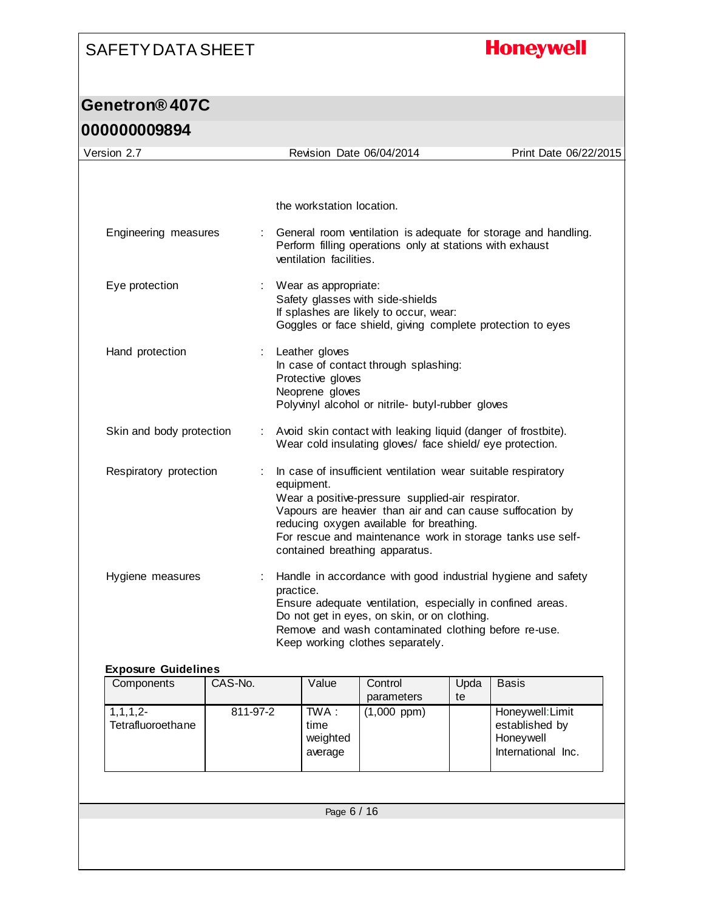the workstation location.

| | | |
|---|---|---|
| Engineering measures | : | General room ventilation is adequate for storage and handling. Perform filling operations only at stations with exhaust ventilation facilities. |
| Eye protection | : | Wear as appropriate:<br>Safety glasses with side-shields<br>If splashes are likely to occur, wear:<br>Goggles or face shield, giving complete protection to eyes |
| Hand protection | : | Leather gloves<br>In case of contact through splashing:<br>Protective gloves<br>Neoprene gloves<br>Polyvinyl alcohol or nitrile- butyl-rubber gloves |
| Skin and body protection | : | Avoid skin contact with leaking liquid (danger of frostbite).<br>Wear cold insulating gloves/ face shield/ eye protection. |
| Respiratory protection | : | In case of insufficient ventilation wear suitable respiratory equipment.<br>Wear a positive-pressure supplied-air respirator.<br>Vapours are heavier than air and can cause suffocation by reducing oxygen available for breathing.<br>For rescue and maintenance work in storage tanks use self-contained breathing apparatus. |
| Hygiene measures | : | Handle in accordance with good industrial hygiene and safety practice.<br>Ensure adequate ventilation, especially in confined areas.<br>Do not get in eyes, on skin, or on clothing.<br>Remove and wash contaminated clothing before re-use.<br>Keep working clothes separately. |

**Exposure Guidelines**

| Components | CAS-No. | Value | Control parameters | Update | Basis |
|---|---|---|---|---|---|
| 1,1,1,2-Tetrafluoroethane | 811-97-2 | TWA : time weighted average | (1,000 ppm) | | Honeywell:Limit established by Honeywell International Inc. |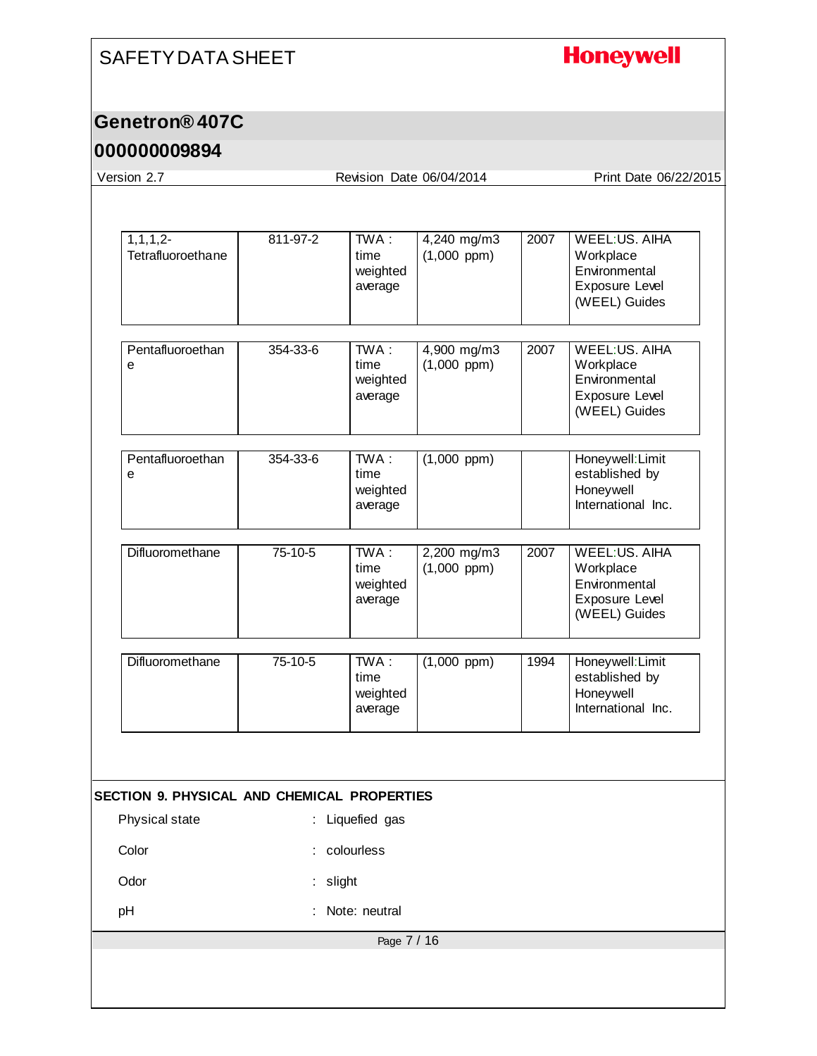| | | | | | |
|---|---|---|---|---|---|
| 1,1,1,2-Tetrafluoroethane | 811-97-2 | TWA : time weighted average | 4,240 mg/m3 (1,000 ppm) | 2007 | WEEL:US. AIHA Workplace Environmental Exposure Level (WEEL) Guides |
| Pentafluoroethane | 354-33-6 | TWA : time weighted average | 4,900 mg/m3 (1,000 ppm) | 2007 | WEEL:US. AIHA Workplace Environmental Exposure Level (WEEL) Guides |
| Pentafluoroethane | 354-33-6 | TWA : time weighted average | (1,000 ppm) | | Honeywell:Limit established by Honeywell International Inc. |
| Difluoromethane | 75-10-5 | TWA : time weighted average | 2,200 mg/m3 (1,000 ppm) | 2007 | WEEL:US. AIHA Workplace Environmental Exposure Level (WEEL) Guides |
| Difluoromethane | 75-10-5 | TWA : time weighted average | (1,000 ppm) | 1994 | Honeywell:Limit established by Honeywell International Inc. |

## SECTION 9. PHYSICAL AND CHEMICAL PROPERTIES

Physical state : Liquefied gas

Color : colourless

Odor : slight

pH : Note: neutral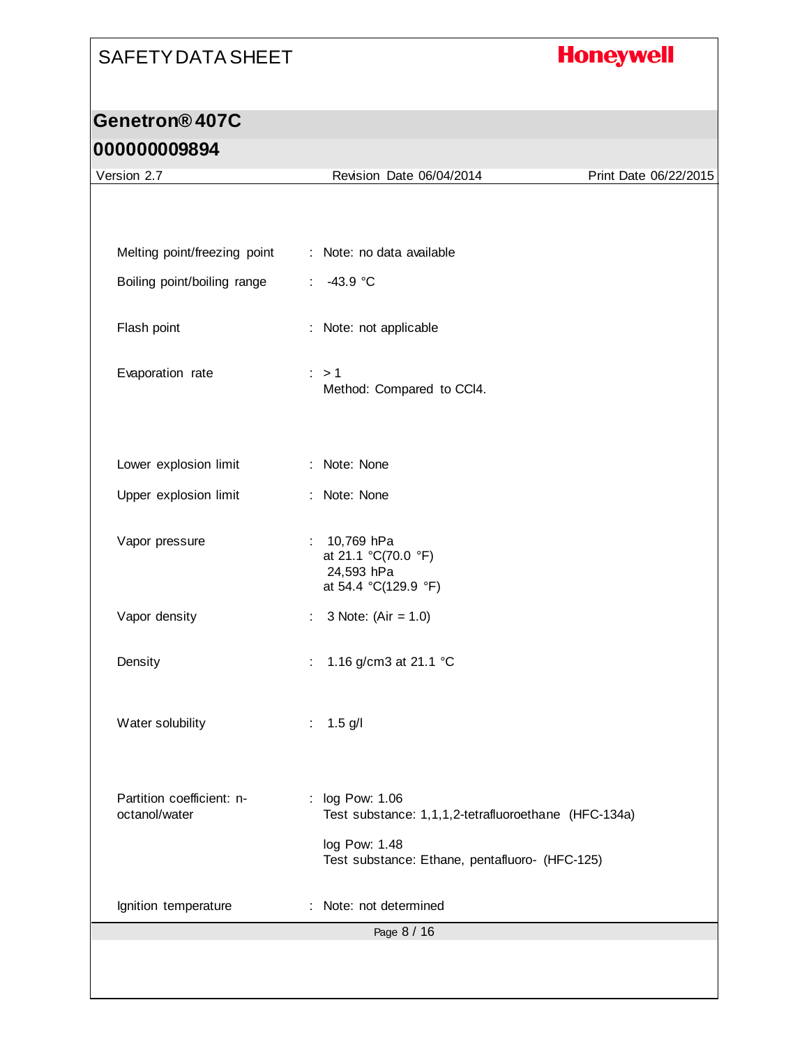| | | |
|---|---|---|
| Melting point/freezing point | : | Note: no data available |
| Boiling point/boiling range | : | -43.9 °C |
| Flash point | : | Note: not applicable |
| Evaporation rate | : | > 1<br>Method: Compared to $CCl_4$. |
| Lower explosion limit | : | Note: None |
| Upper explosion limit | : | Note: None |
| Vapor pressure | : | 10,769 hPa<br>at 21.1 °C(70.0 °F)<br>24,593 hPa<br>at 54.4 °C(129.9 °F) |
| Vapor density | : | 3 Note: (Air = 1.0) |
| Density | : | 1.16 g/cm3 at 21.1 °C |
| Water solubility | : | 1.5 g/l |
| Partition coefficient: n-octanol/water | : | log Pow: 1.06<br>Test substance: 1,1,1,2-tetrafluoroethane (HFC-134a)<br><br>log Pow: 1.48<br>Test substance: Ethane, pentafluoro- (HFC-125) |
| Ignition temperature | : | Note: not determined |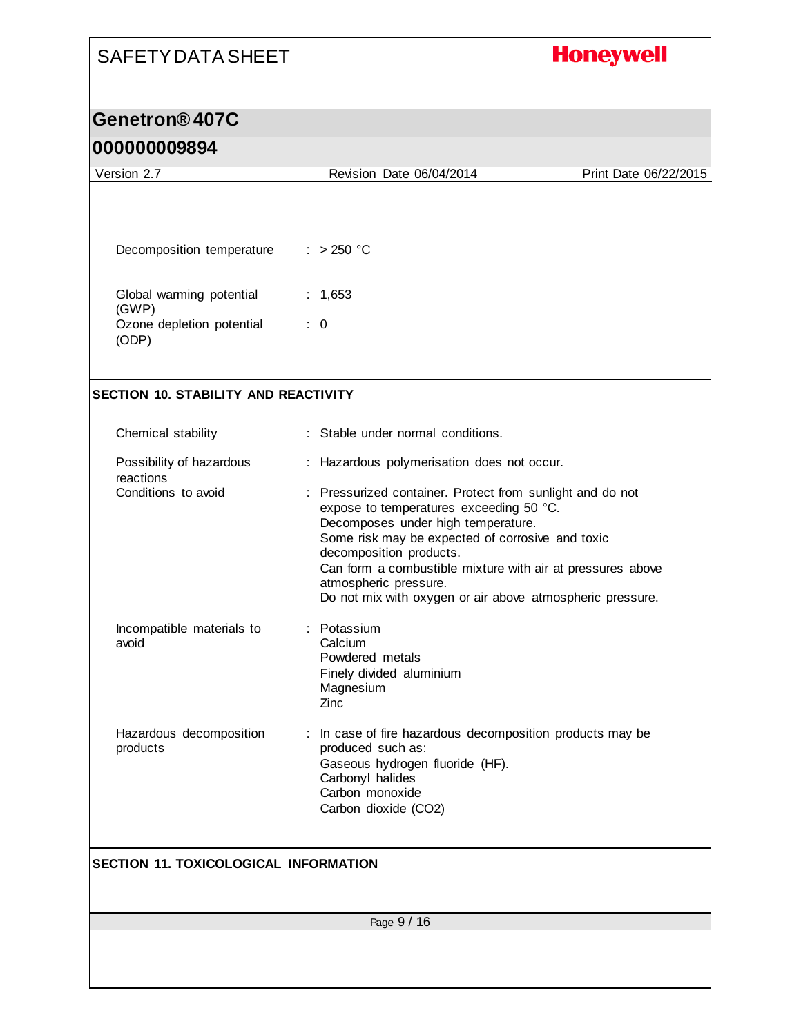Decomposition temperature : > 250 °C

Global warming potential (GWP) : 1,653

Ozone depletion potential (ODP) : 0

## SECTION 10. STABILITY AND REACTIVITY

Chemical stability : Stable under normal conditions.

Possibility of hazardous reactions : Hazardous polymerisation does not occur.

Conditions to avoid : Pressurized container. Protect from sunlight and do not expose to temperatures exceeding 50 °C.
Decomposes under high temperature.
Some risk may be expected of corrosive and toxic decomposition products.
Can form a combustible mixture with air at pressures above atmospheric pressure.
Do not mix with oxygen or air above atmospheric pressure.

Incompatible materials to avoid : Potassium
Calcium
Powdered metals
Finely divided aluminium
Magnesium
Zinc

Hazardous decomposition products : In case of fire hazardous decomposition products may be produced such as:
Gaseous hydrogen fluoride (HF).
Carbonyl halides
Carbon monoxide
Carbon dioxide ($CO_2$)

## SECTION 11. TOXICOLOGICAL INFORMATION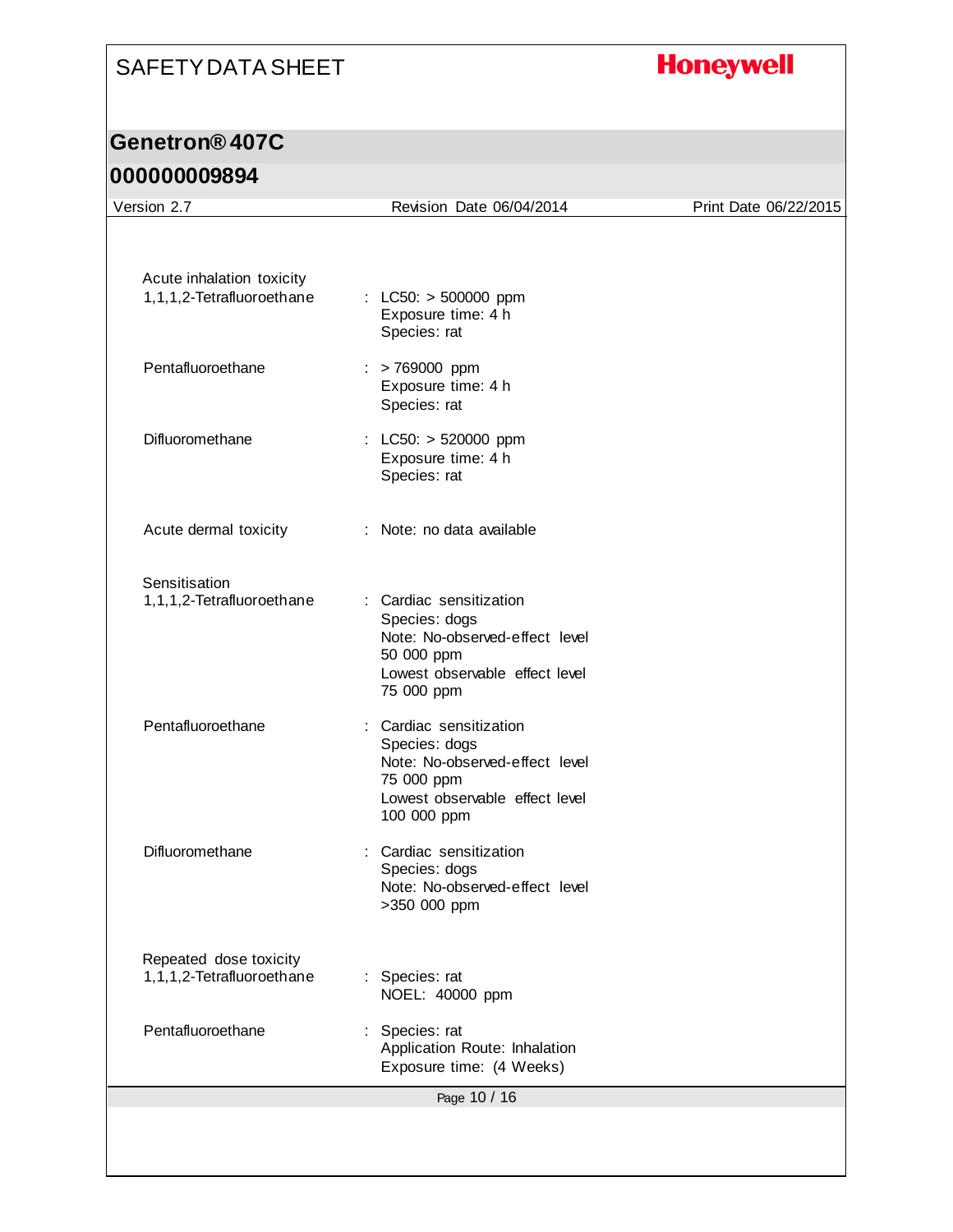Acute inhalation toxicity

| | |
|---|---|
| 1,1,1,2-Tetrafluoroethane | : LC50: > 500000 ppm<br>Exposure time: 4 h<br>Species: rat |
| Pentafluoroethane | : > 769000 ppm<br>Exposure time: 4 h<br>Species: rat |
| Difluoromethane | : LC50: > 520000 ppm<br>Exposure time: 4 h<br>Species: rat |

| | |
|---|---|
| Acute dermal toxicity | : Note: no data available |

Sensitisation

| | |
|---|---|
| 1,1,1,2-Tetrafluoroethane | : Cardiac sensitization<br>Species: dogs<br>Note: No-observed-effect level<br>50 000 ppm<br>Lowest observable effect level<br>75 000 ppm |
| Pentafluoroethane | : Cardiac sensitization<br>Species: dogs<br>Note: No-observed-effect level<br>75 000 ppm<br>Lowest observable effect level<br>100 000 ppm |
| Difluoromethane | : Cardiac sensitization<br>Species: dogs<br>Note: No-observed-effect level<br>>350 000 ppm |

Repeated dose toxicity

| | |
|---|---|
| 1,1,1,2-Tetrafluoroethane | : Species: rat<br>NOEL: 40000 ppm |
| Pentafluoroethane | : Species: rat<br>Application Route: Inhalation<br>Exposure time: (4 Weeks) |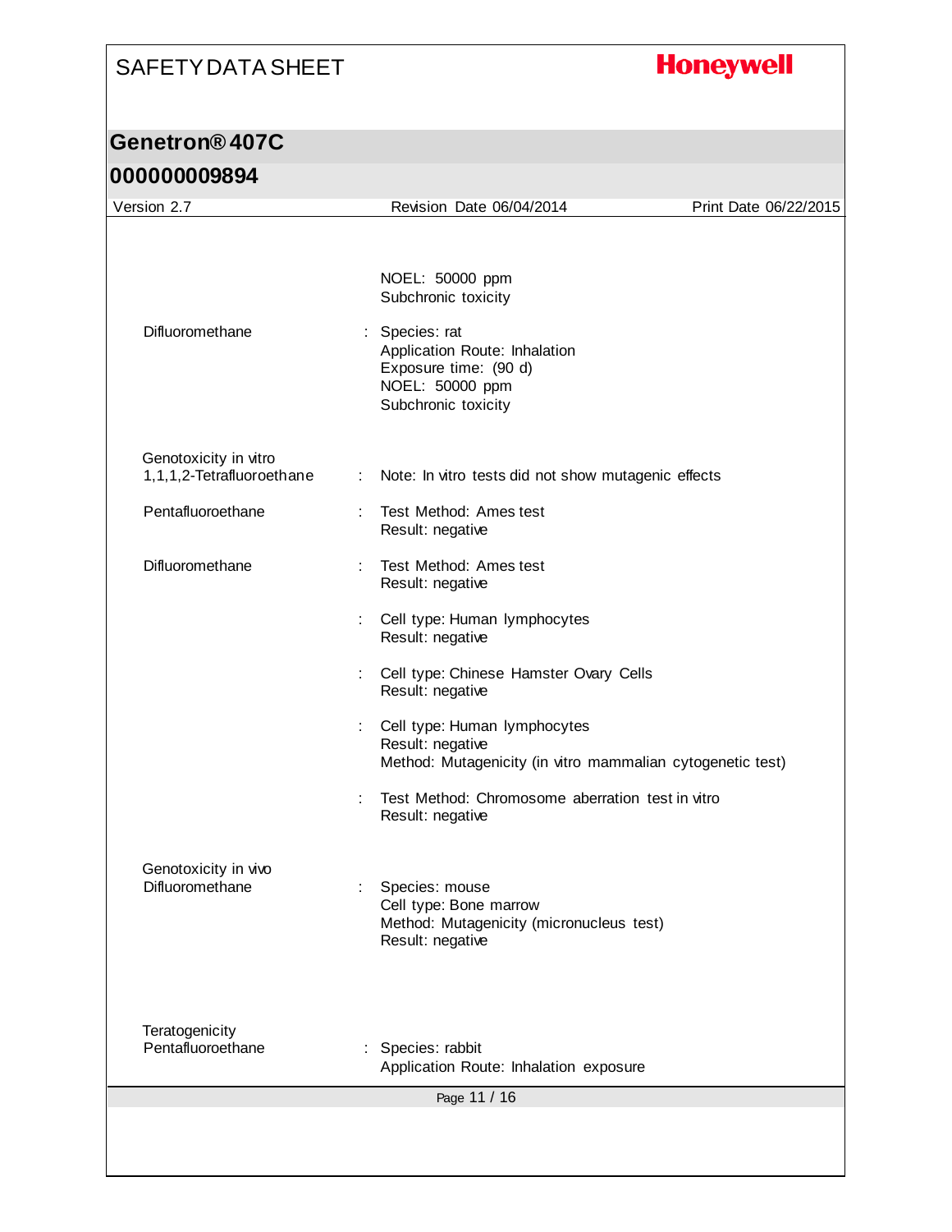NOEL: 50000 ppm
Subchronic toxicity

Difluoromethane : Species: rat
Application Route: Inhalation
Exposure time: (90 d)
NOEL: 50000 ppm
Subchronic toxicity

Genotoxicity in vitro

1,1,1,2-Tetrafluoroethane : Note: In vitro tests did not show mutagenic effects

Pentafluoroethane : Test Method: Ames test
Result: negative

Difluoromethane : Test Method: Ames test
Result: negative

: Cell type: Human lymphocytes
Result: negative

: Cell type: Chinese Hamster Ovary Cells
Result: negative

: Cell type: Human lymphocytes
Result: negative
Method: Mutagenicity (in vitro mammalian cytogenetic test)

: Test Method: Chromosome aberration test in vitro
Result: negative

Genotoxicity in vivo

Difluoromethane : Species: mouse
Cell type: Bone marrow
Method: Mutagenicity (micronucleus test)
Result: negative

Teratogenicity

Pentafluoroethane : Species: rabbit
Application Route: Inhalation exposure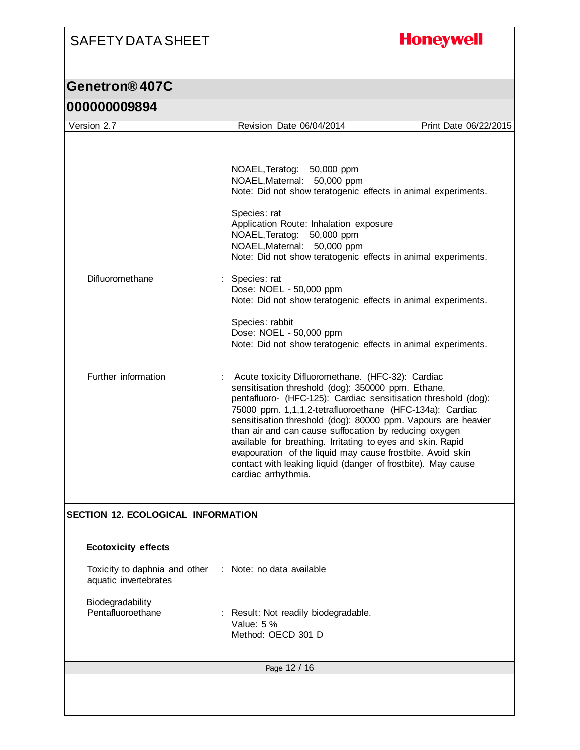NOAEL,Teratog: 50,000 ppm
NOAEL,Maternal: 50,000 ppm
Note: Did not show teratogenic effects in animal experiments.

Species: rat
Application Route: Inhalation exposure
NOAEL,Teratog: 50,000 ppm
NOAEL,Maternal: 50,000 ppm
Note: Did not show teratogenic effects in animal experiments.

Difluoromethane : Species: rat
Dose: NOEL - 50,000 ppm
Note: Did not show teratogenic effects in animal experiments.

Species: rabbit
Dose: NOEL - 50,000 ppm
Note: Did not show teratogenic effects in animal experiments.

Further information : Acute toxicity Difluoromethane. (HFC-32): Cardiac sensitisation threshold (dog): 350000 ppm. Ethane, pentafluoro- (HFC-125): Cardiac sensitisation threshold (dog): 75000 ppm. 1,1,1,2-tetrafluoroethane (HFC-134a): Cardiac sensitisation threshold (dog): 80000 ppm. Vapours are heavier than air and can cause suffocation by reducing oxygen available for breathing. Irritating to eyes and skin. Rapid evapouration of the liquid may cause frostbite. Avoid skin contact with leaking liquid (danger of frostbite). May cause cardiac arrhythmia.

## SECTION 12. ECOLOGICAL INFORMATION

### Ecotoxicity effects

Toxicity to daphnia and other aquatic invertebrates : Note: no data available

Biodegradability
Pentafluoroethane : Result: Not readily biodegradable.
Value: 5 %
Method: OECD 301 D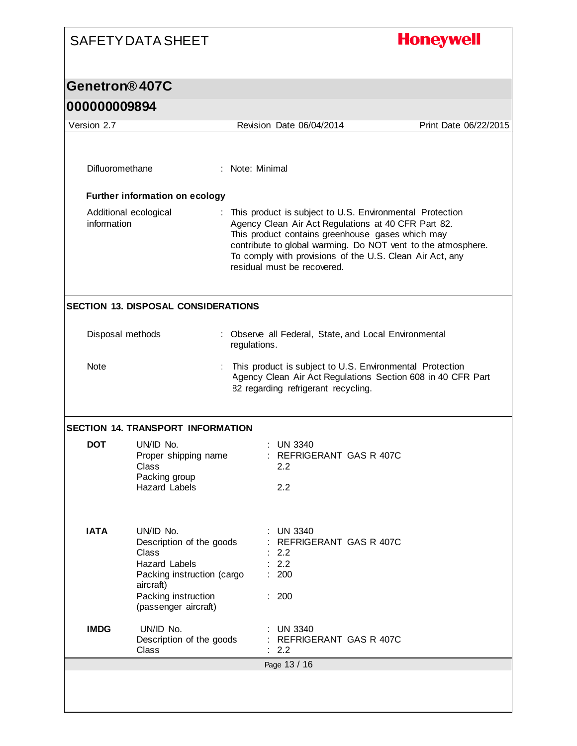Difluoromethane : Note: Minimal

**Further information on ecology**

Additional ecological information : This product is subject to U.S. Environmental Protection Agency Clean Air Act Regulations at 40 CFR Part 82. This product contains greenhouse gases which may contribute to global warming. Do NOT vent to the atmosphere. To comply with provisions of the U.S. Clean Air Act, any residual must be recovered.

## SECTION 13. DISPOSAL CONSIDERATIONS

Disposal methods : Observe all Federal, State, and Local Environmental regulations.

Note : This product is subject to U.S. Environmental Protection Agency Clean Air Act Regulations Section 608 in 40 CFR Part 82 regarding refrigerant recycling.

## SECTION 14. TRANSPORT INFORMATION

**DOT**

| | |
|---|---|
| UN/ID No. | : UN 3340 |
| Proper shipping name | : REFRIGERANT GAS R 407C |
| Class | 2.2 |
| Packing group | |
| Hazard Labels | 2.2 |

**IATA**

| | |
|---|---|
| UN/ID No. | : UN 3340 |
| Description of the goods | : REFRIGERANT GAS R 407C |
| Class | : 2.2 |
| Hazard Labels | : 2.2 |
| Packing instruction (cargo aircraft) | : 200 |
| Packing instruction (passenger aircraft) | : 200 |

**IMDG**

| | |
|---|---|
| UN/ID No. | : UN 3340 |
| Description of the goods | : REFRIGERANT GAS R 407C |
| Class | : 2.2 |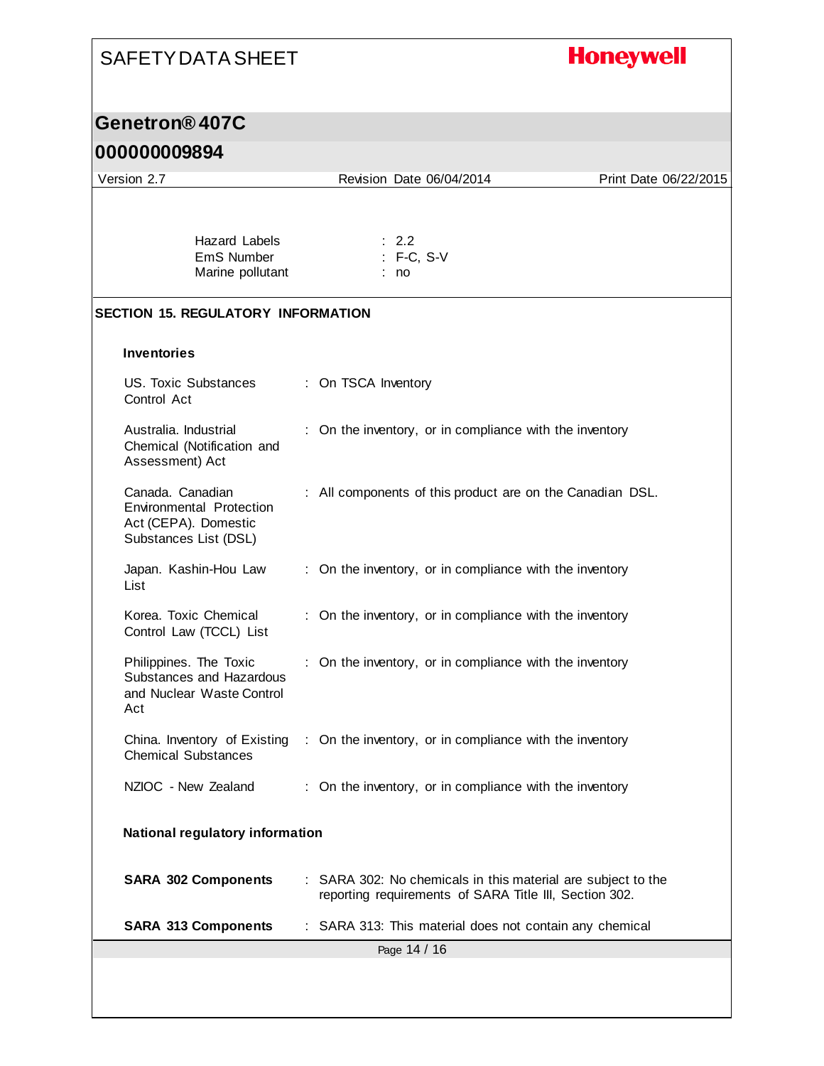| | |
|---|---|
| Hazard Labels | : 2.2 |
| EmS Number | : F-C, S-V |
| Marine pollutant | : no |

## SECTION 15. REGULATORY INFORMATION

### Inventories

| | |
|---|---|
| US. Toxic Substances Control Act | : On TSCA Inventory |
| Australia. Industrial Chemical (Notification and Assessment) Act | : On the inventory, or in compliance with the inventory |
| Canada. Canadian Environmental Protection Act (CEPA). Domestic Substances List (DSL) | : All components of this product are on the Canadian DSL. |
| Japan. Kashin-Hou Law List | : On the inventory, or in compliance with the inventory |
| Korea. Toxic Chemical Control Law (TCCL) List | : On the inventory, or in compliance with the inventory |
| Philippines. The Toxic Substances and Hazardous and Nuclear Waste Control Act | : On the inventory, or in compliance with the inventory |
| China. Inventory of Existing Chemical Substances | : On the inventory, or in compliance with the inventory |
| NZIOC - New Zealand | : On the inventory, or in compliance with the inventory |

### National regulatory information

| | |
|---|---|
| **SARA 302 Components** | : SARA 302: No chemicals in this material are subject to the reporting requirements of SARA Title III, Section 302. |
| **SARA 313 Components** | : SARA 313: This material does not contain any chemical |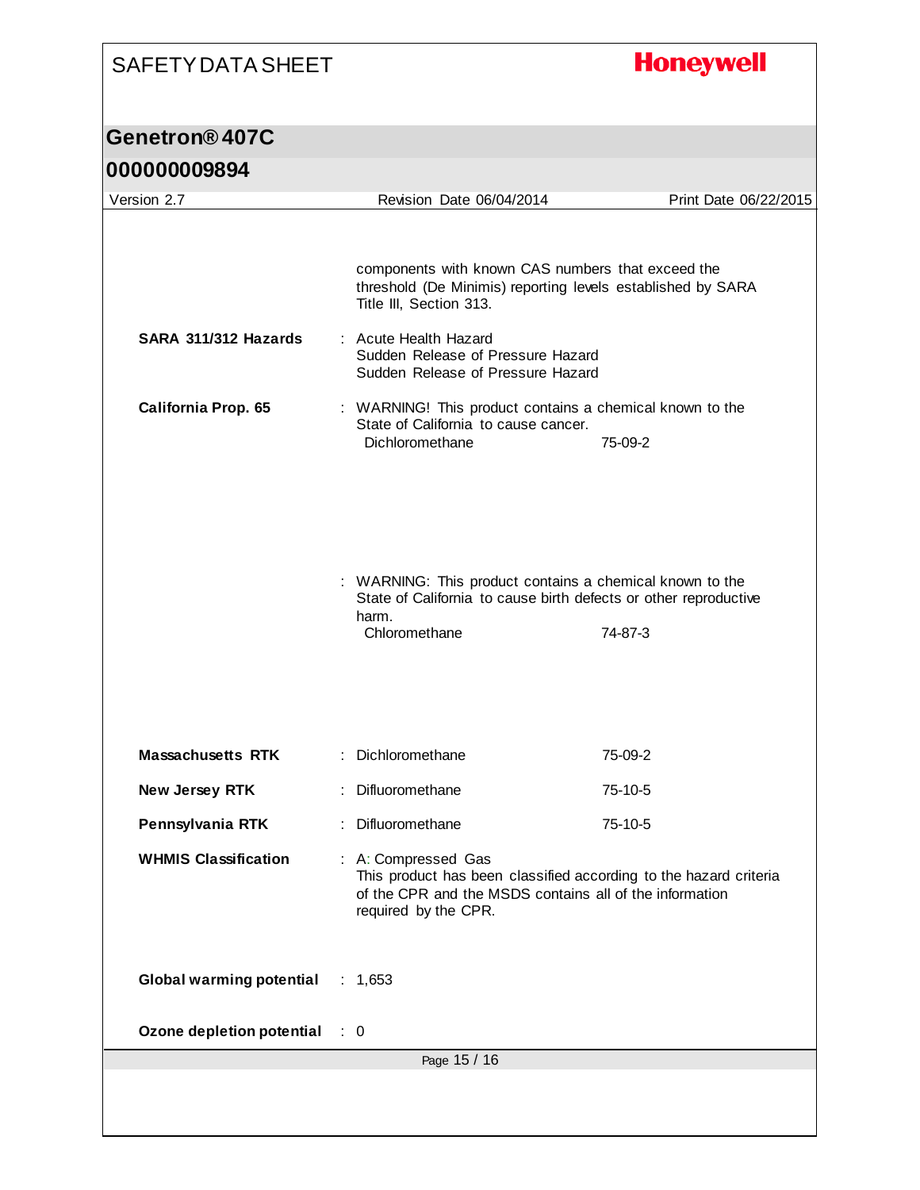components with known CAS numbers that exceed the threshold (De Minimis) reporting levels established by SARA Title III, Section 313.

**SARA 311/312 Hazards** : Acute Health Hazard
Sudden Release of Pressure Hazard
Sudden Release of Pressure Hazard

**California Prop. 65** : WARNING! This product contains a chemical known to the State of California to cause cancer.

| | |
|---|---|
| Dichloromethane | 75-09-2 |

: WARNING: This product contains a chemical known to the State of California to cause birth defects or other reproductive harm.

| | |
|---|---|
| Chloromethane | 74-87-3 |

| | | |
|---|---|---|
| **Massachusetts RTK** | : Dichloromethane | 75-09-2 |
| **New Jersey RTK** | : Difluoromethane | 75-10-5 |
| **Pennsylvania RTK** | : Difluoromethane | 75-10-5 |

**WHMIS Classification** : A: Compressed Gas
This product has been classified according to the hazard criteria of the CPR and the MSDS contains all of the information required by the CPR.

**Global warming potential** : 1,653

**Ozone depletion potential** : 0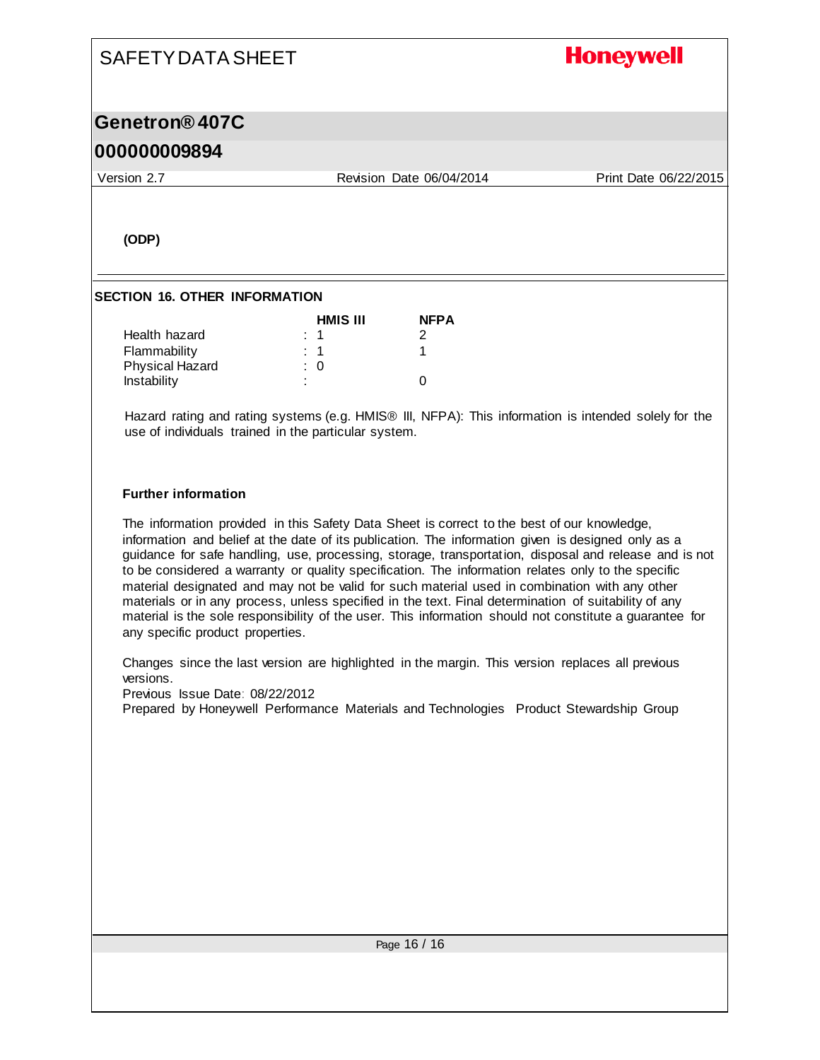**(ODP)**

## SECTION 16. OTHER INFORMATION

| | HMIS III | NFPA |
|---|---|---|
| Health hazard | : 1 | 2 |
| Flammability | : 1 | 1 |
| Physical Hazard | : 0 | |
| Instability | : | 0 |

Hazard rating and rating systems (e.g. HMIS® III, NFPA): This information is intended solely for the use of individuals trained in the particular system.

**Further information**

The information provided in this Safety Data Sheet is correct to the best of our knowledge, information and belief at the date of its publication. The information given is designed only as a guidance for safe handling, use, processing, storage, transportation, disposal and release and is not to be considered a warranty or quality specification. The information relates only to the specific material designated and may not be valid for such material used in combination with any other materials or in any process, unless specified in the text. Final determination of suitability of any material is the sole responsibility of the user. This information should not constitute a guarantee for any specific product properties.

Changes since the last version are highlighted in the margin. This version replaces all previous versions.
Previous Issue Date: 08/22/2012
Prepared by Honeywell Performance Materials and Technologies Product Stewardship Group